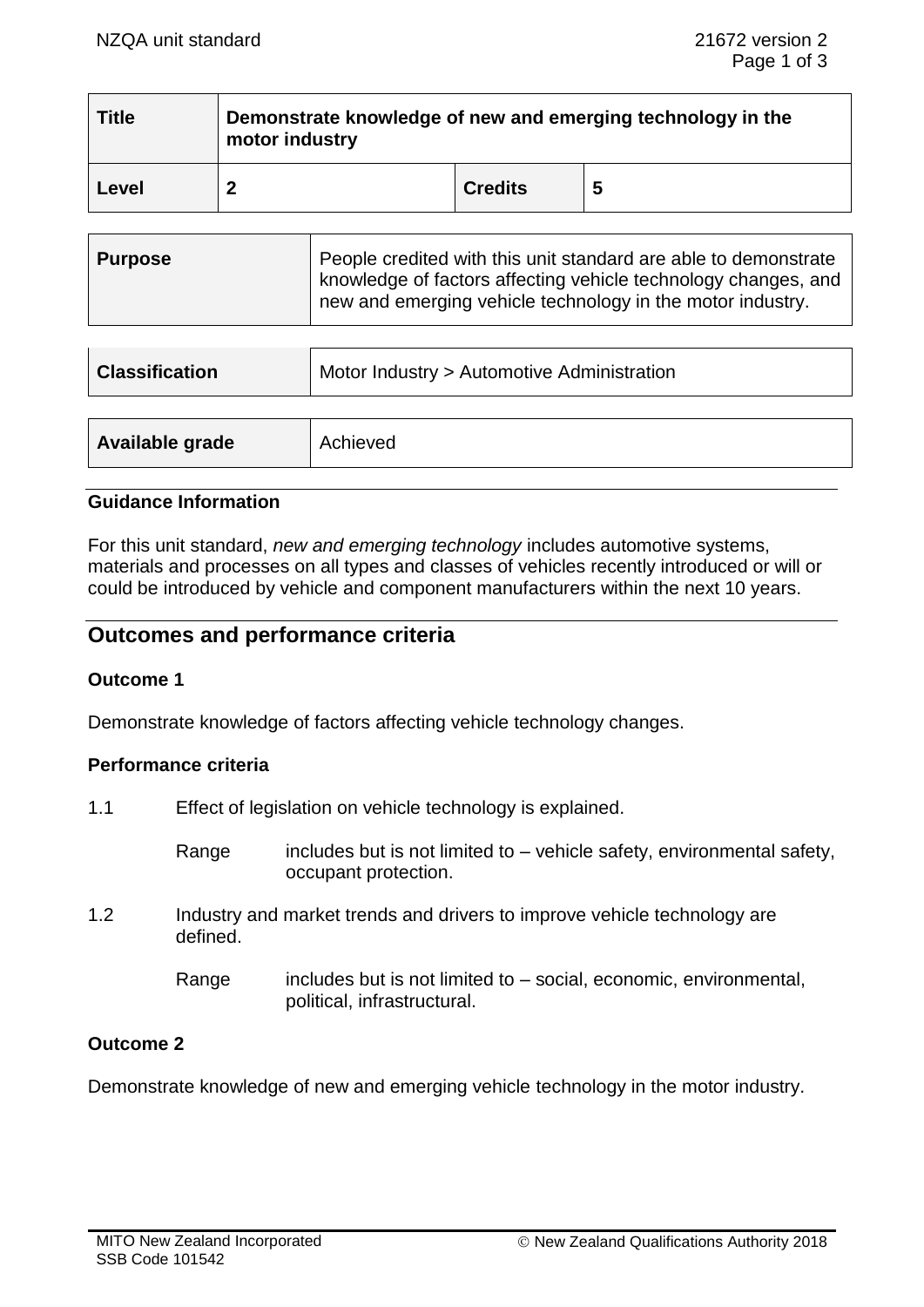| Title | Demonstrate knowledge of new and emerging technology in the motor industry | | |
|---|---|---|---|
| Level | 2 | Credits | 5 |

| Purpose | People credited with this unit standard are able to demonstrate knowledge of factors affecting vehicle technology changes, and new and emerging vehicle technology in the motor industry. |
|---|---|

| Classification | Motor Industry > Automotive Administration |
|---|---|

| Available grade | Achieved |
|---|---|

### Guidance Information

For this unit standard, *new and emerging technology* includes automotive systems, materials and processes on all types and classes of vehicles recently introduced or will or could be introduced by vehicle and component manufacturers within the next 10 years.

## Outcomes and performance criteria

### Outcome 1

Demonstrate knowledge of factors affecting vehicle technology changes.

### Performance criteria

1.1 Effect of legislation on vehicle technology is explained.

Range includes but is not limited to – vehicle safety, environmental safety, occupant protection.

1.2 Industry and market trends and drivers to improve vehicle technology are defined.

Range includes but is not limited to – social, economic, environmental, political, infrastructural.

### Outcome 2

Demonstrate knowledge of new and emerging vehicle technology in the motor industry.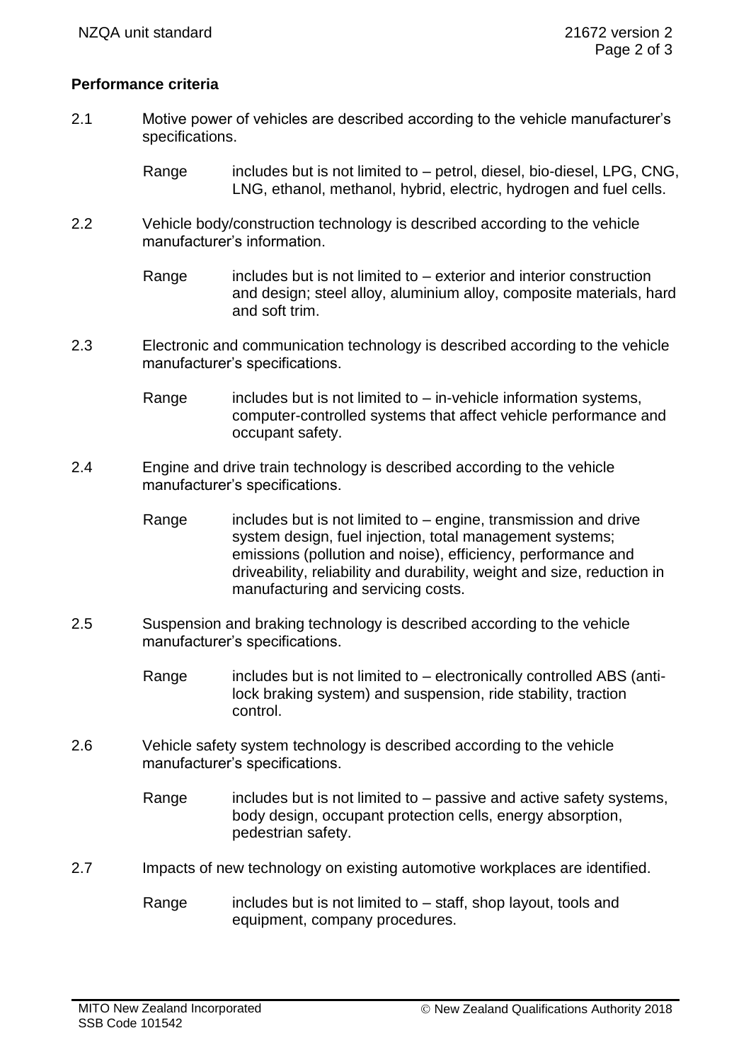**Performance criteria**

2.1 Motive power of vehicles are described according to the vehicle manufacturer's specifications.

Range includes but is not limited to – petrol, diesel, bio-diesel, LPG, CNG, LNG, ethanol, methanol, hybrid, electric, hydrogen and fuel cells.

2.2 Vehicle body/construction technology is described according to the vehicle manufacturer's information.

Range includes but is not limited to – exterior and interior construction and design; steel alloy, aluminium alloy, composite materials, hard and soft trim.

2.3 Electronic and communication technology is described according to the vehicle manufacturer's specifications.

Range includes but is not limited to – in-vehicle information systems, computer-controlled systems that affect vehicle performance and occupant safety.

2.4 Engine and drive train technology is described according to the vehicle manufacturer's specifications.

Range includes but is not limited to – engine, transmission and drive system design, fuel injection, total management systems; emissions (pollution and noise), efficiency, performance and driveability, reliability and durability, weight and size, reduction in manufacturing and servicing costs.

2.5 Suspension and braking technology is described according to the vehicle manufacturer's specifications.

Range includes but is not limited to – electronically controlled ABS (anti-lock braking system) and suspension, ride stability, traction control.

2.6 Vehicle safety system technology is described according to the vehicle manufacturer's specifications.

Range includes but is not limited to – passive and active safety systems, body design, occupant protection cells, energy absorption, pedestrian safety.

2.7 Impacts of new technology on existing automotive workplaces are identified.

Range includes but is not limited to – staff, shop layout, tools and equipment, company procedures.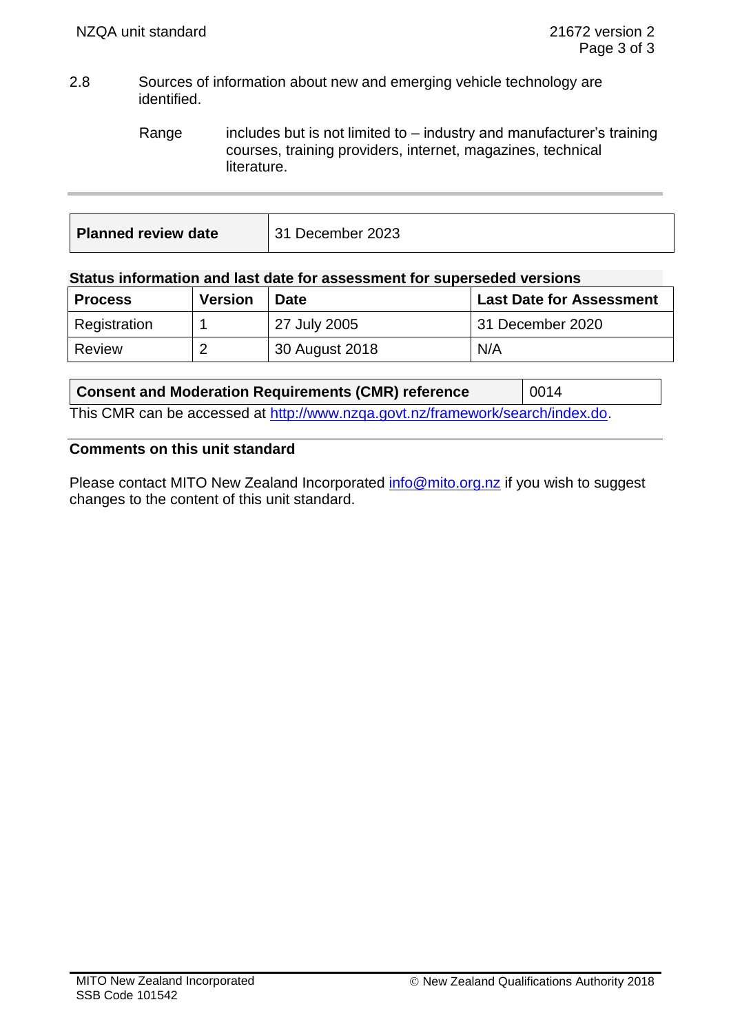2.8 Sources of information about new and emerging vehicle technology are identified.

Range includes but is not limited to – industry and manufacturer's training courses, training providers, internet, magazines, technical literature.

| | |
|---|---|
| **Planned review date** | 31 December 2023 |

**Status information and last date for assessment for superseded versions**

| **Process** | **Version** | **Date** | **Last Date for Assessment** |
|---|---|---|---|
| Registration | 1 | 27 July 2005 | 31 December 2020 |
| Review | 2 | 30 August 2018 | N/A |

| | |
|---|---|
| **Consent and Moderation Requirements (CMR) reference** | 0014 |

This CMR can be accessed at http://www.nzqa.govt.nz/framework/search/index.do.

**Comments on this unit standard**

Please contact MITO New Zealand Incorporated info@mito.org.nz if you wish to suggest changes to the content of this unit standard.